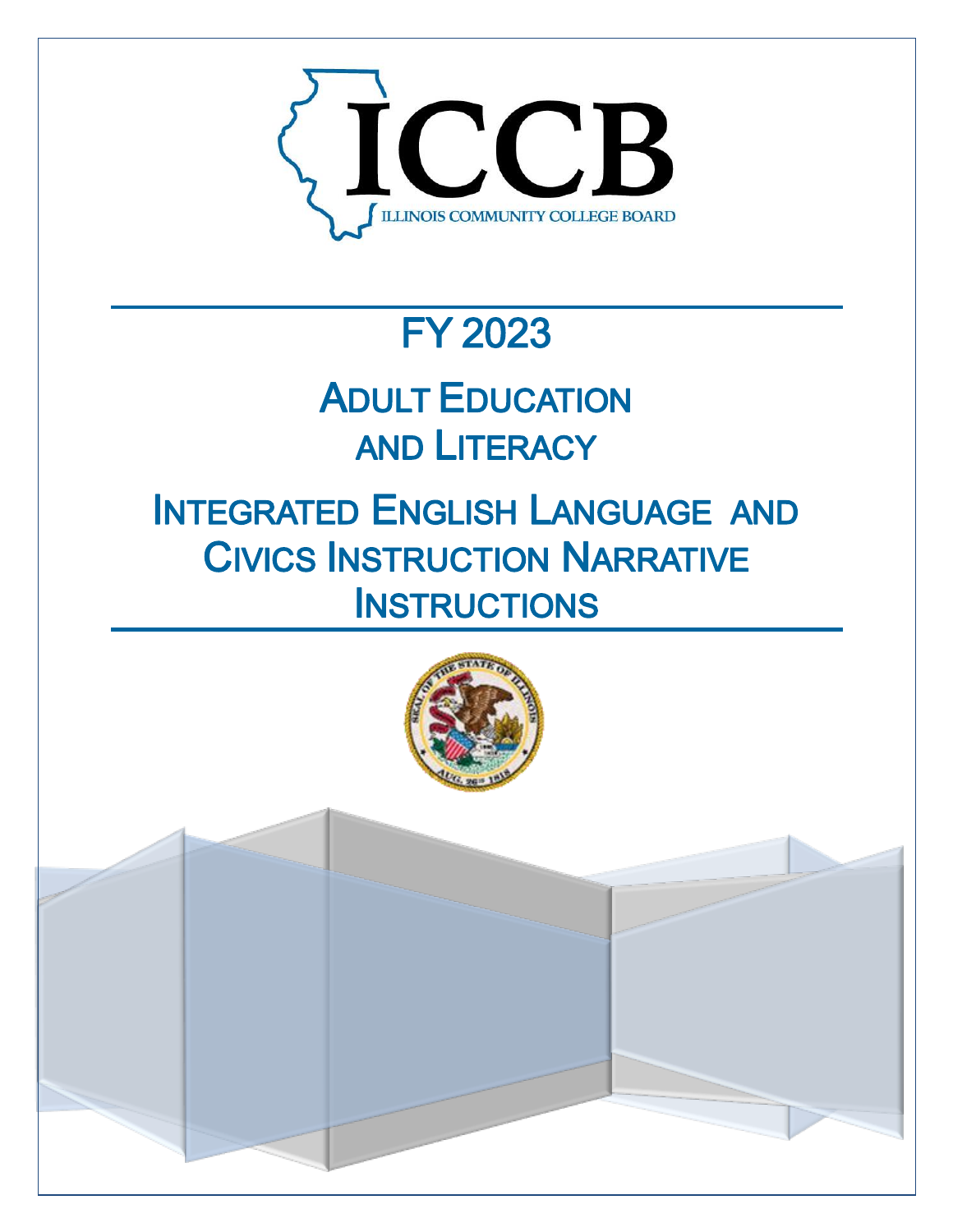ICCB

ILLINOIS COMMUNITY COLLEGE BOARD

# FY 2023

# Adult Education and Literacy

# Integrated English Language and Civics Instruction Narrative Instructions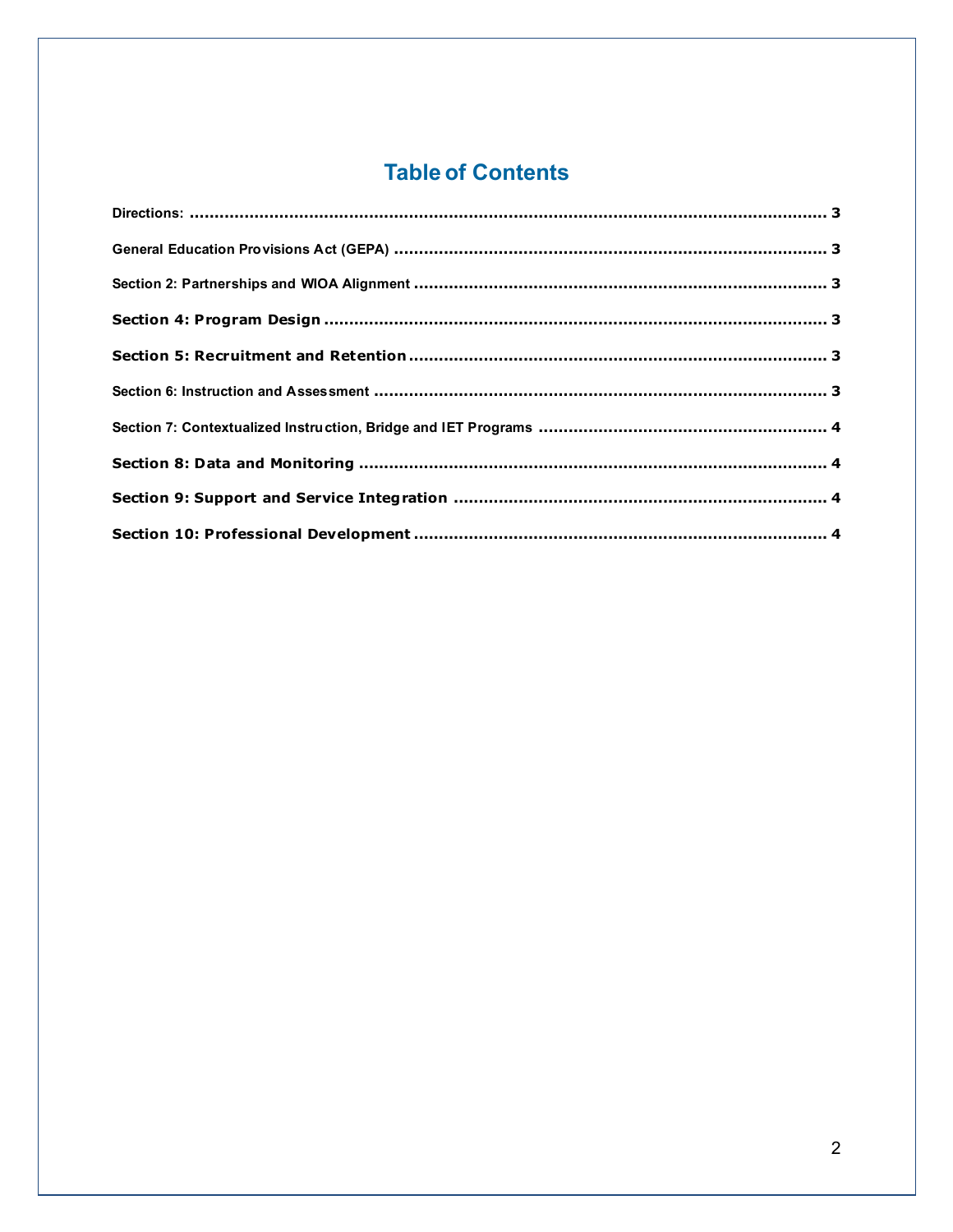# Table of Contents

Directions: ..... 3

General Education Provisions Act (GEPA) ..... 3

Section 2: Partnerships and WIOA Alignment ..... 3

Section 4: Program Design ..... 3

Section 5: Recruitment and Retention ..... 3

Section 6: Instruction and Assessment ..... 3

Section 7: Contextualized Instruction, Bridge and IET Programs ..... 4

Section 8: Data and Monitoring ..... 4

Section 9: Support and Service Integration ..... 4

Section 10: Professional Development ..... 4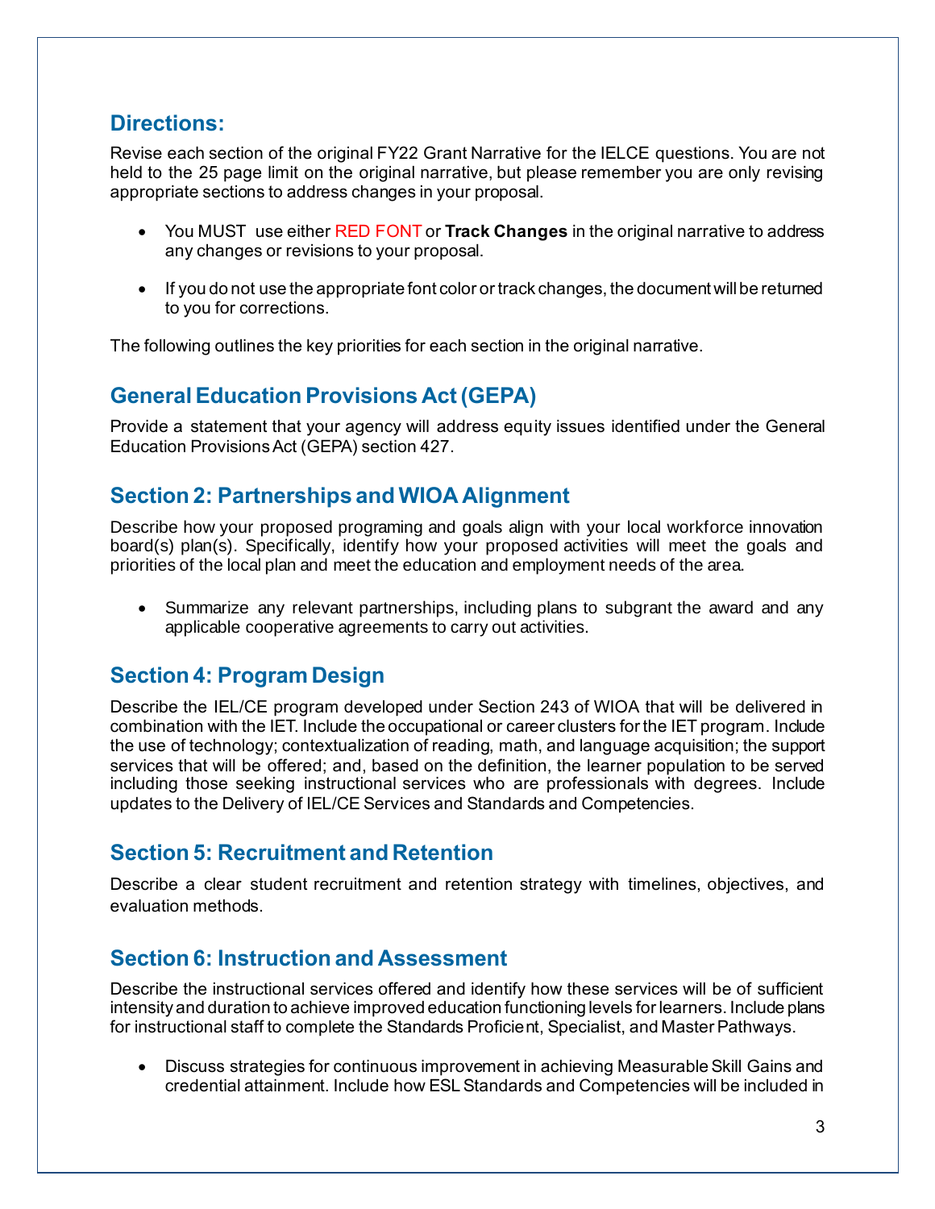## Directions:

Revise each section of the original FY22 Grant Narrative for the IELCE questions. You are not held to the 25 page limit on the original narrative, but please remember you are only revising appropriate sections to address changes in your proposal.

- You MUST use either RED FONT or **Track Changes** in the original narrative to address any changes or revisions to your proposal.
- If you do not use the appropriate font color or track changes, the document will be returned to you for corrections.

The following outlines the key priorities for each section in the original narrative.

## General Education Provisions Act (GEPA)

Provide a statement that your agency will address equity issues identified under the General Education Provisions Act (GEPA) section 427.

## Section 2: Partnerships and WIOA Alignment

Describe how your proposed programing and goals align with your local workforce innovation board(s) plan(s). Specifically, identify how your proposed activities will meet the goals and priorities of the local plan and meet the education and employment needs of the area.

- Summarize any relevant partnerships, including plans to subgrant the award and any applicable cooperative agreements to carry out activities.

## Section 4: Program Design

Describe the IEL/CE program developed under Section 243 of WIOA that will be delivered in combination with the IET. Include the occupational or career clusters for the IET program. Include the use of technology; contextualization of reading, math, and language acquisition; the support services that will be offered; and, based on the definition, the learner population to be served including those seeking instructional services who are professionals with degrees. Include updates to the Delivery of IEL/CE Services and Standards and Competencies.

## Section 5: Recruitment and Retention

Describe a clear student recruitment and retention strategy with timelines, objectives, and evaluation methods.

## Section 6: Instruction and Assessment

Describe the instructional services offered and identify how these services will be of sufficient intensity and duration to achieve improved education functioning levels for learners. Include plans for instructional staff to complete the Standards Proficient, Specialist, and Master Pathways.

- Discuss strategies for continuous improvement in achieving Measurable Skill Gains and credential attainment. Include how ESL Standards and Competencies will be included in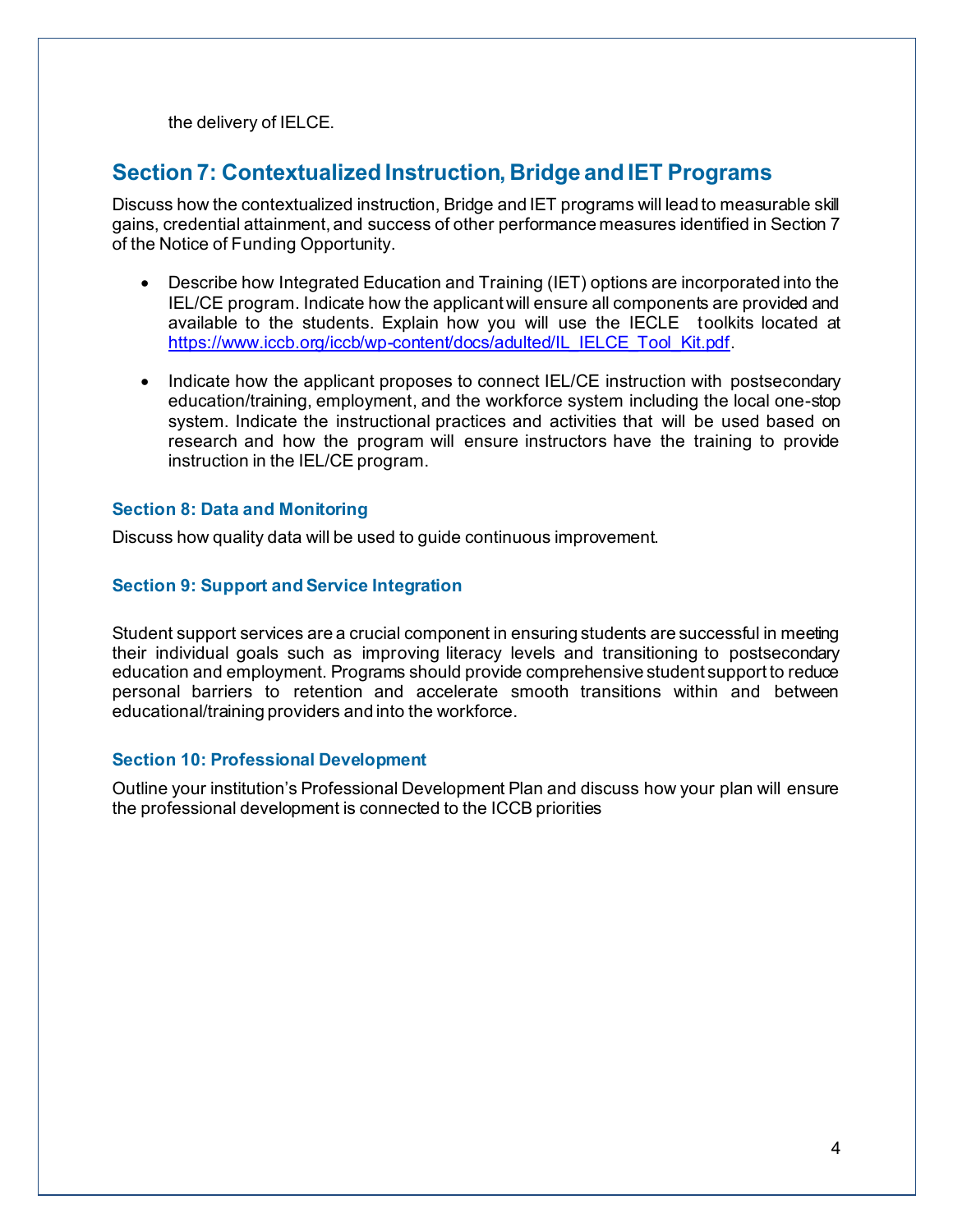the delivery of IELCE.

## Section 7: Contextualized Instruction, Bridge and IET Programs

Discuss how the contextualized instruction, Bridge and IET programs will lead to measurable skill gains, credential attainment, and success of other performance measures identified in Section 7 of the Notice of Funding Opportunity.

- Describe how Integrated Education and Training (IET) options are incorporated into the IEL/CE program. Indicate how the applicant will ensure all components are provided and available to the students. Explain how you will use the IECLE toolkits located at [https://www.iccb.org/iccb/wp-content/docs/adulted/IL_IELCE_Tool_Kit.pdf](https://www.iccb.org/iccb/wp-content/docs/adulted/IL_IELCE_Tool_Kit.pdf).

- Indicate how the applicant proposes to connect IEL/CE instruction with postsecondary education/training, employment, and the workforce system including the local one-stop system. Indicate the instructional practices and activities that will be used based on research and how the program will ensure instructors have the training to provide instruction in the IEL/CE program.

### Section 8: Data and Monitoring

Discuss how quality data will be used to guide continuous improvement.

### Section 9: Support and Service Integration

Student support services are a crucial component in ensuring students are successful in meeting their individual goals such as improving literacy levels and transitioning to postsecondary education and employment. Programs should provide comprehensive student support to reduce personal barriers to retention and accelerate smooth transitions within and between educational/training providers and into the workforce.

### Section 10: Professional Development

Outline your institution's Professional Development Plan and discuss how your plan will ensure the professional development is connected to the ICCB priorities